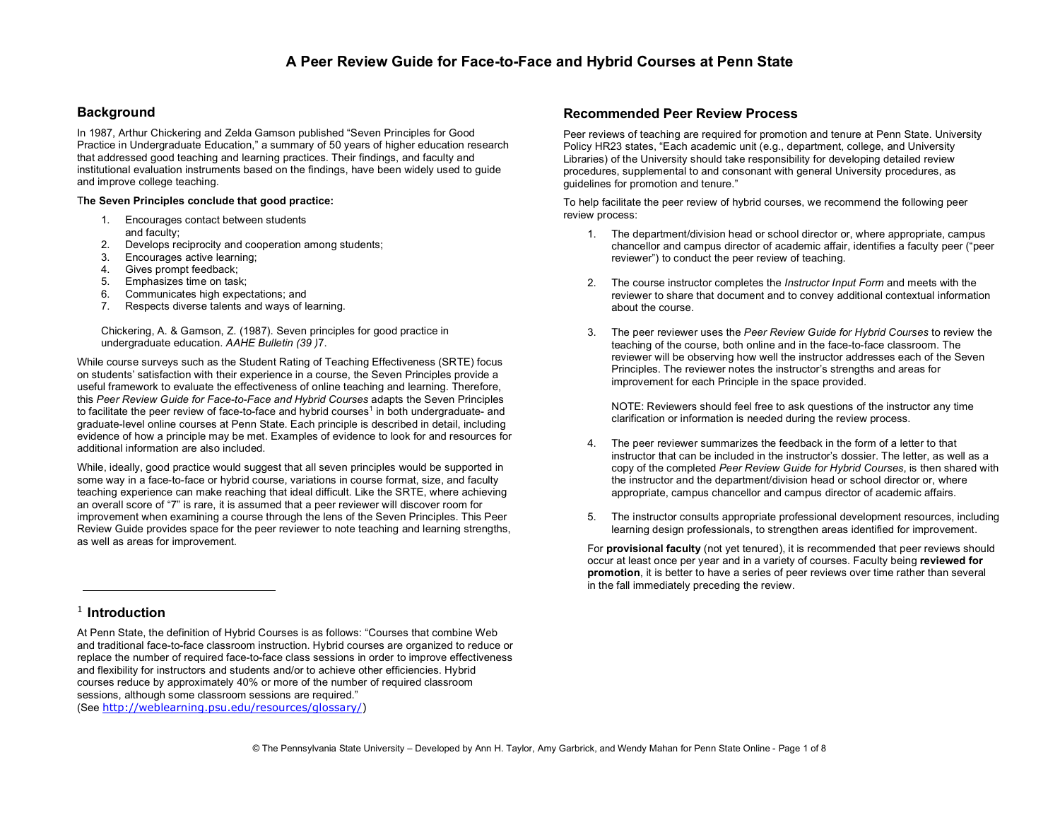# A Peer Review Guide for Face-to-Face and Hybrid Courses at Penn State

## Background

In 1987, Arthur Chickering and Zelda Gamson published "Seven Principles for Good Practice in Undergraduate Education," a summary of 50 years of higher education research that addressed good teaching and learning practices. Their findings, and faculty and institutional evaluation instruments based on the findings, have been widely used to guide and improve college teaching.

**The Seven Principles conclude that good practice:**

1. Encourages contact between students and faculty;
2. Develops reciprocity and cooperation among students;
3. Encourages active learning;
4. Gives prompt feedback;
5. Emphasizes time on task;
6. Communicates high expectations; and
7. Respects diverse talents and ways of learning.

Chickering, A. & Gamson, Z. (1987). Seven principles for good practice in undergraduate education. *AAHE Bulletin (39 )*7.

While course surveys such as the Student Rating of Teaching Effectiveness (SRTE) focus on students' satisfaction with their experience in a course, the Seven Principles provide a useful framework to evaluate the effectiveness of online teaching and learning. Therefore, this *Peer Review Guide for Face-to-Face and Hybrid Courses* adapts the Seven Principles to facilitate the peer review of face-to-face and hybrid courses[1] in both undergraduate- and graduate-level online courses at Penn State. Each principle is described in detail, including evidence of how a principle may be met. Examples of evidence to look for and resources for additional information are also included.

While, ideally, good practice would suggest that all seven principles would be supported in some way in a face-to-face or hybrid course, variations in course format, size, and faculty teaching experience can make reaching that ideal difficult. Like the SRTE, where achieving an overall score of "7" is rare, it is assumed that a peer reviewer will discover room for improvement when examining a course through the lens of the Seven Principles. This Peer Review Guide provides space for the peer reviewer to note teaching and learning strengths, as well as areas for improvement.

## Recommended Peer Review Process

Peer reviews of teaching are required for promotion and tenure at Penn State. University Policy HR23 states, "Each academic unit (e.g., department, college, and University Libraries) of the University should take responsibility for developing detailed review procedures, supplemental to and consonant with general University procedures, as guidelines for promotion and tenure."

To help facilitate the peer review of hybrid courses, we recommend the following peer review process:

1. The department/division head or school director or, where appropriate, campus chancellor and campus director of academic affair, identifies a faculty peer ("peer reviewer") to conduct the peer review of teaching.

2. The course instructor completes the *Instructor Input Form* and meets with the reviewer to share that document and to convey additional contextual information about the course.

3. The peer reviewer uses the *Peer Review Guide for Hybrid Courses* to review the teaching of the course, both online and in the face-to-face classroom. The reviewer will be observing how well the instructor addresses each of the Seven Principles. The reviewer notes the instructor's strengths and areas for improvement for each Principle in the space provided.

   NOTE: Reviewers should feel free to ask questions of the instructor any time clarification or information is needed during the review process.

4. The peer reviewer summarizes the feedback in the form of a letter to that instructor that can be included in the instructor's dossier. The letter, as well as a copy of the completed *Peer Review Guide for Hybrid Courses*, is then shared with the instructor and the department/division head or school director or, where appropriate, campus chancellor and campus director of academic affairs.

5. The instructor consults appropriate professional development resources, including learning design professionals, to strengthen areas identified for improvement.

For **provisional faculty** (not yet tenured), it is recommended that peer reviews should occur at least once per year and in a variety of courses. Faculty being **reviewed for promotion**, it is better to have a series of peer reviews over time rather than several in the fall immediately preceding the review.

---

[1] **Introduction**

At Penn State, the definition of Hybrid Courses is as follows: "Courses that combine Web and traditional face-to-face classroom instruction. Hybrid courses are organized to reduce or replace the number of required face-to-face class sessions in order to improve effectiveness and flexibility for instructors and students and/or to achieve other efficiencies. Hybrid courses reduce by approximately 40% or more of the number of required classroom sessions, although some classroom sessions are required."
(See http://weblearning.psu.edu/resources/glossary/)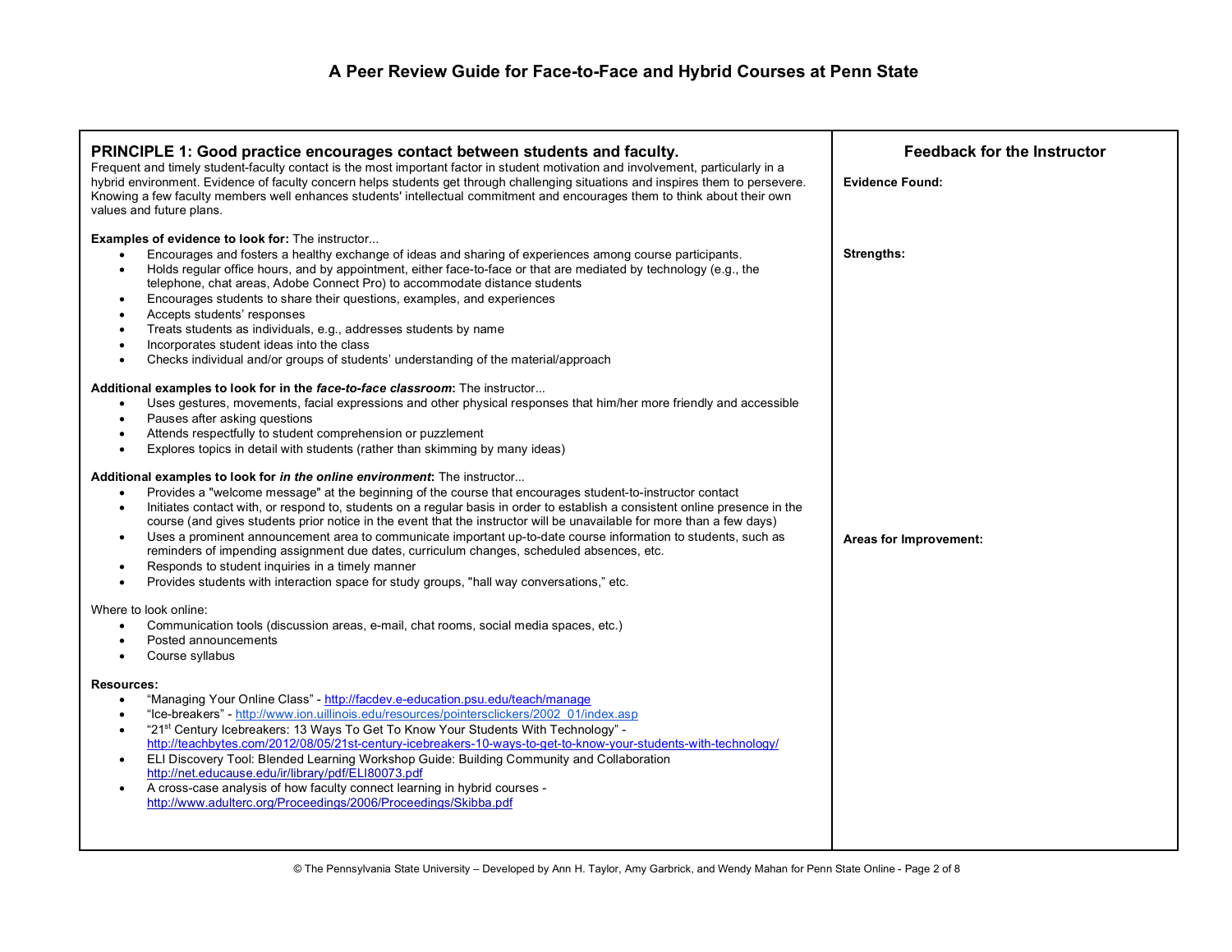# A Peer Review Guide for Face-to-Face and Hybrid Courses at Penn State

## PRINCIPLE 1: Good practice encourages contact between students and faculty.

Frequent and timely student-faculty contact is the most important factor in student motivation and involvement, particularly in a hybrid environment. Evidence of faculty concern helps students get through challenging situations and inspires them to persevere. Knowing a few faculty members well enhances students' intellectual commitment and encourages them to think about their own values and future plans.

**Examples of evidence to look for:** The instructor...

- Encourages and fosters a healthy exchange of ideas and sharing of experiences among course participants.
- Holds regular office hours, and by appointment, either face-to-face or that are mediated by technology (e.g., the telephone, chat areas, Adobe Connect Pro) to accommodate distance students
- Encourages students to share their questions, examples, and experiences
- Accepts students' responses
- Treats students as individuals, e.g., addresses students by name
- Incorporates student ideas into the class
- Checks individual and/or groups of students' understanding of the material/approach

**Additional examples to look for in the *face-to-face classroom*:** The instructor...

- Uses gestures, movements, facial expressions and other physical responses that him/her more friendly and accessible
- Pauses after asking questions
- Attends respectfully to student comprehension or puzzlement
- Explores topics in detail with students (rather than skimming by many ideas)

**Additional examples to look for *in the online environment*:** The instructor...

- Provides a "welcome message" at the beginning of the course that encourages student-to-instructor contact
- Initiates contact with, or respond to, students on a regular basis in order to establish a consistent online presence in the course (and gives students prior notice in the event that the instructor will be unavailable for more than a few days)
- Uses a prominent announcement area to communicate important up-to-date course information to students, such as reminders of impending assignment due dates, curriculum changes, scheduled absences, etc.
- Responds to student inquiries in a timely manner
- Provides students with interaction space for study groups, "hall way conversations," etc.

Where to look online:

- Communication tools (discussion areas, e-mail, chat rooms, social media spaces, etc.)
- Posted announcements
- Course syllabus

**Resources:**

- "Managing Your Online Class" - http://facdev.e-education.psu.edu/teach/manage
- "Ice-breakers" - http://www.ion.uillinois.edu/resources/pointersclickers/2002_01/index.asp
- "21st Century Icebreakers: 13 Ways To Get To Know Your Students With Technology" - http://teachbytes.com/2012/08/05/21st-century-icebreakers-10-ways-to-get-to-know-your-students-with-technology/
- ELI Discovery Tool: Blended Learning Workshop Guide: Building Community and Collaboration http://net.educause.edu/ir/library/pdf/ELI80073.pdf
- A cross-case analysis of how faculty connect learning in hybrid courses - http://www.adulterc.org/Proceedings/2006/Proceedings/Skibba.pdf

## Feedback for the Instructor

**Evidence Found:**

**Strengths:**

**Areas for Improvement:**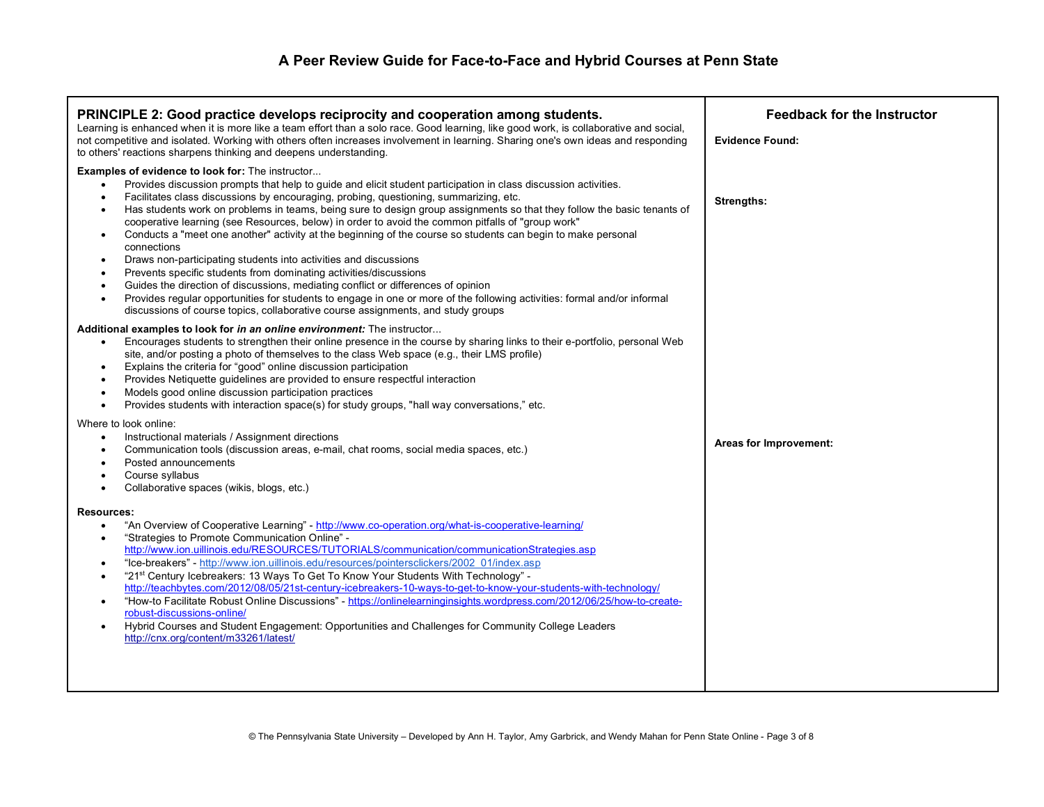# A Peer Review Guide for Face-to-Face and Hybrid Courses at Penn State

| PRINCIPLE 2: Good practice develops reciprocity and cooperation among students. | Feedback for the Instructor |
|---|---|
| Learning is enhanced when it is more like a team effort than a solo race. Good learning, like good work, is collaborative and social, not competitive and isolated. Working with others often increases involvement in learning. Sharing one's own ideas and responding to others' reactions sharpens thinking and deepens understanding.<br><br>**Examples of evidence to look for:** The instructor...<br>• Provides discussion prompts that help to guide and elicit student participation in class discussion activities.<br>• Facilitates class discussions by encouraging, probing, questioning, summarizing, etc.<br>• Has students work on problems in teams, being sure to design group assignments so that they follow the basic tenants of cooperative learning (see Resources, below) in order to avoid the common pitfalls of "group work"<br>• Conducts a "meet one another" activity at the beginning of the course so students can begin to make personal connections<br>• Draws non-participating students into activities and discussions<br>• Prevents specific students from dominating activities/discussions<br>• Guides the direction of discussions, mediating conflict or differences of opinion<br>• Provides regular opportunities for students to engage in one or more of the following activities: formal and/or informal discussions of course topics, collaborative course assignments, and study groups<br><br>**Additional examples to look for *in an online environment:*** The instructor...<br>• Encourages students to strengthen their online presence in the course by sharing links to their e-portfolio, personal Web site, and/or posting a photo of themselves to the class Web space (e.g., their LMS profile)<br>• Explains the criteria for "good" online discussion participation<br>• Provides Netiquette guidelines are provided to ensure respectful interaction<br>• Models good online discussion participation practices<br>• Provides students with interaction space(s) for study groups, "hall way conversations," etc.<br><br>Where to look online:<br>• Instructional materials / Assignment directions<br>• Communication tools (discussion areas, e-mail, chat rooms, social media spaces, etc.)<br>• Posted announcements<br>• Course syllabus<br>• Collaborative spaces (wikis, blogs, etc.)<br><br>**Resources:**<br>• "An Overview of Cooperative Learning" - http://www.co-operation.org/what-is-cooperative-learning/<br>• "Strategies to Promote Communication Online" - http://www.ion.uillinois.edu/RESOURCES/TUTORIALS/communication/communicationStrategies.asp<br>• "Ice-breakers" - http://www.ion.uillinois.edu/resources/pointersclickers/2002_01/index.asp<br>• "21st Century Icebreakers: 13 Ways To Get To Know Your Students With Technology" - http://teachbytes.com/2012/08/05/21st-century-icebreakers-10-ways-to-get-to-know-your-students-with-technology/<br>• "How-to Facilitate Robust Online Discussions" - https://onlinelearninginsights.wordpress.com/2012/06/25/how-to-create-robust-discussions-online/<br>• Hybrid Courses and Student Engagement: Opportunities and Challenges for Community College Leaders http://cnx.org/content/m33261/latest/ | **Evidence Found:**<br><br>**Strengths:**<br><br>**Areas for Improvement:** |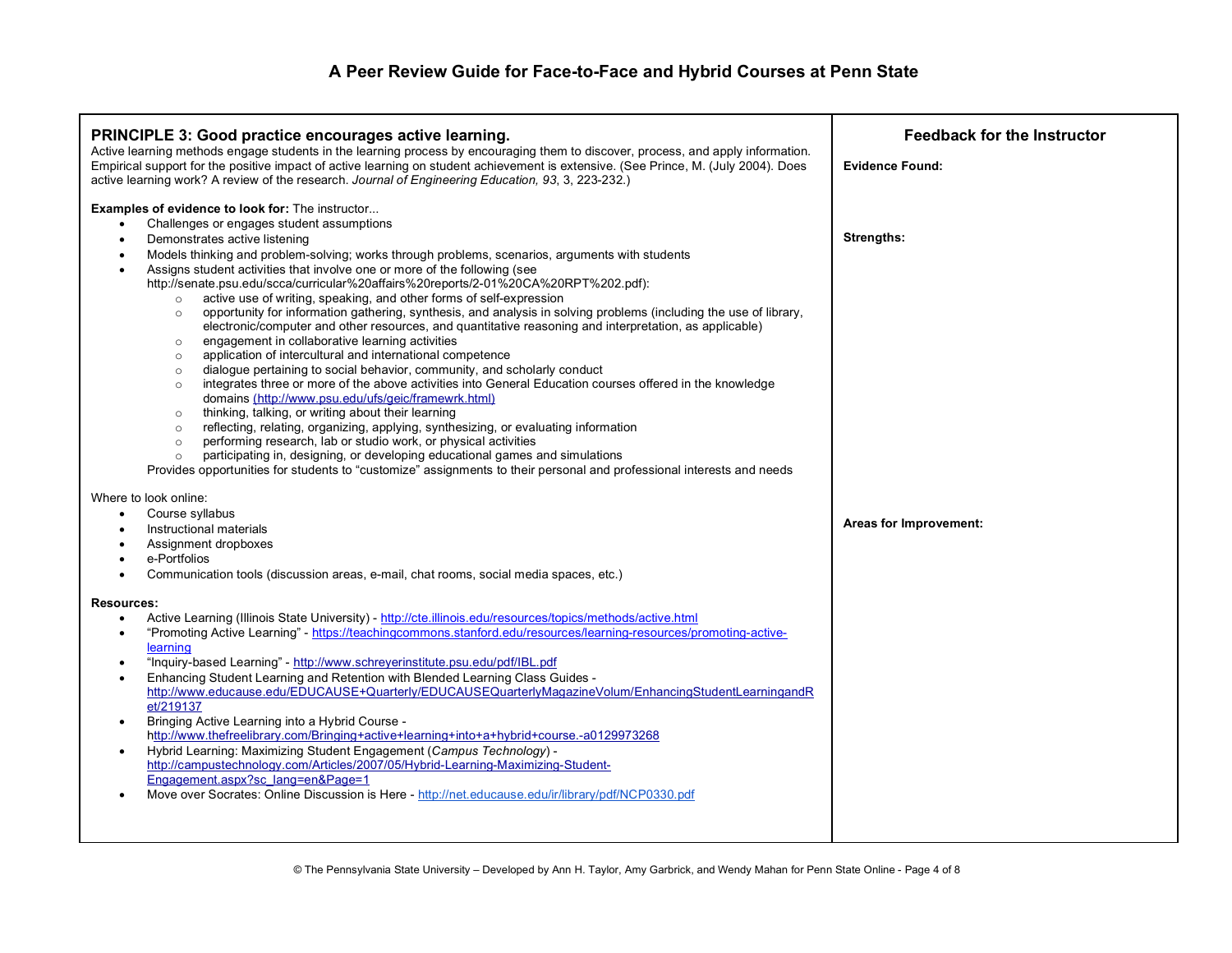# A Peer Review Guide for Face-to-Face and Hybrid Courses at Penn State

## PRINCIPLE 3: Good practice encourages active learning.

Active learning methods engage students in the learning process by encouraging them to discover, process, and apply information. Empirical support for the positive impact of active learning on student achievement is extensive. (See Prince, M. (July 2004). Does active learning work? A review of the research. *Journal of Engineering Education, 93*, 3, 223-232.)

**Examples of evidence to look for:** The instructor...

- Challenges or engages student assumptions
- Demonstrates active listening
- Models thinking and problem-solving; works through problems, scenarios, arguments with students
- Assigns student activities that involve one or more of the following (see http://senate.psu.edu/scca/curricular%20affairs%20reports/2-01%20CA%20RPT%202.pdf):
  - active use of writing, speaking, and other forms of self-expression
  - opportunity for information gathering, synthesis, and analysis in solving problems (including the use of library, electronic/computer and other resources, and quantitative reasoning and interpretation, as applicable)
  - engagement in collaborative learning activities
  - application of intercultural and international competence
  - dialogue pertaining to social behavior, community, and scholarly conduct
  - integrates three or more of the above activities into General Education courses offered in the knowledge domains (http://www.psu.edu/ufs/geic/framewrk.html)
  - thinking, talking, or writing about their learning
  - reflecting, relating, organizing, applying, synthesizing, or evaluating information
  - performing research, lab or studio work, or physical activities
  - participating in, designing, or developing educational games and simulations

  Provides opportunities for students to "customize" assignments to their personal and professional interests and needs

Where to look online:

- Course syllabus
- Instructional materials
- Assignment dropboxes
- e-Portfolios
- Communication tools (discussion areas, e-mail, chat rooms, social media spaces, etc.)

**Resources:**

- Active Learning (Illinois State University) - http://cte.illinois.edu/resources/topics/methods/active.html
- "Promoting Active Learning" - https://teachingcommons.stanford.edu/resources/learning-resources/promoting-active-learning
- "Inquiry-based Learning" - http://www.schreyerinstitute.psu.edu/pdf/IBL.pdf
- Enhancing Student Learning and Retention with Blended Learning Class Guides - http://www.educause.edu/EDUCAUSE+Quarterly/EDUCAUSEQuarterlyMagazineVolum/EnhancingStudentLearningandRet/219137
- Bringing Active Learning into a Hybrid Course - http://www.thefreelibrary.com/Bringing+active+learning+into+a+hybrid+course.-a0129973268
- Hybrid Learning: Maximizing Student Engagement (*Campus Technology*) - http://campustechnology.com/Articles/2007/05/Hybrid-Learning-Maximizing-Student-Engagement.aspx?sc_lang=en&Page=1
- Move over Socrates: Online Discussion is Here - http://net.educause.edu/ir/library/pdf/NCP0330.pdf

### Feedback for the Instructor

**Evidence Found:**

**Strengths:**

**Areas for Improvement:**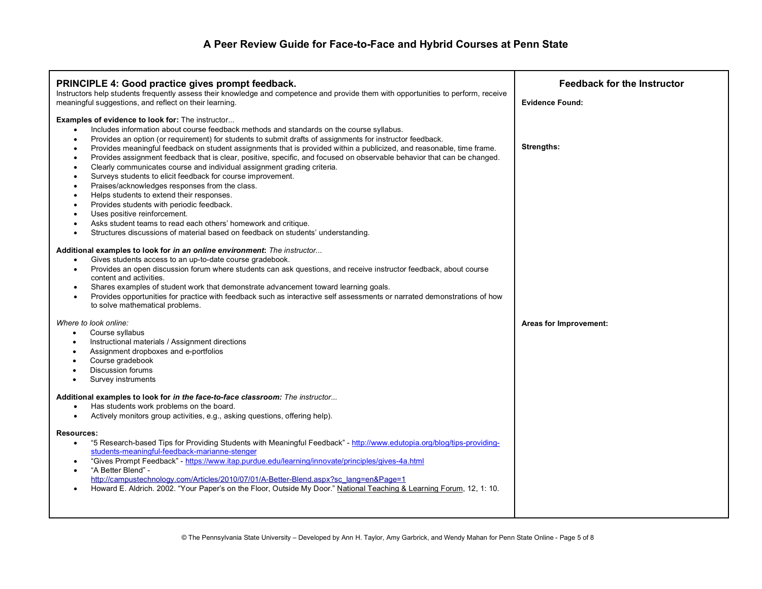# A Peer Review Guide for Face-to-Face and Hybrid Courses at Penn State

## PRINCIPLE 4: Good practice gives prompt feedback.

Instructors help students frequently assess their knowledge and competence and provide them with opportunities to perform, receive meaningful suggestions, and reflect on their learning.

**Examples of evidence to look for:** The instructor...

- Includes information about course feedback methods and standards on the course syllabus.
- Provides an option (or requirement) for students to submit drafts of assignments for instructor feedback.
- Provides meaningful feedback on student assignments that is provided within a publicized, and reasonable, time frame.
- Provides assignment feedback that is clear, positive, specific, and focused on observable behavior that can be changed.
- Clearly communicates course and individual assignment grading criteria.
- Surveys students to elicit feedback for course improvement.
- Praises/acknowledges responses from the class.
- Helps students to extend their responses.
- Provides students with periodic feedback.
- Uses positive reinforcement.
- Asks student teams to read each others' homework and critique.
- Structures discussions of material based on feedback on students' understanding.

**Additional examples to look for *in an online environment*:** *The instructor...*

- Gives students access to an up-to-date course gradebook.
- Provides an open discussion forum where students can ask questions, and receive instructor feedback, about course content and activities.
- Shares examples of student work that demonstrate advancement toward learning goals.
- Provides opportunities for practice with feedback such as interactive self assessments or narrated demonstrations of how to solve mathematical problems.

*Where to look online:*

- Course syllabus
- Instructional materials / Assignment directions
- Assignment dropboxes and e-portfolios
- Course gradebook
- Discussion forums
- Survey instruments

**Additional examples to look for *in the face-to-face classroom:*** *The instructor...*

- Has students work problems on the board.
- Actively monitors group activities, e.g., asking questions, offering help).

**Resources:**

- "5 Research-based Tips for Providing Students with Meaningful Feedback" - http://www.edutopia.org/blog/tips-providing-students-meaningful-feedback-marianne-stenger
- "Gives Prompt Feedback" - https://www.itap.purdue.edu/learning/innovate/principles/gives-4a.html
- "A Better Blend" - http://campustechnology.com/Articles/2010/07/01/A-Better-Blend.aspx?sc_lang=en&Page=1
- Howard E. Aldrich. 2002. "Your Paper's on the Floor, Outside My Door." National Teaching & Learning Forum, 12, 1: 10.

## Feedback for the Instructor

**Evidence Found:**

**Strengths:**

**Areas for Improvement:**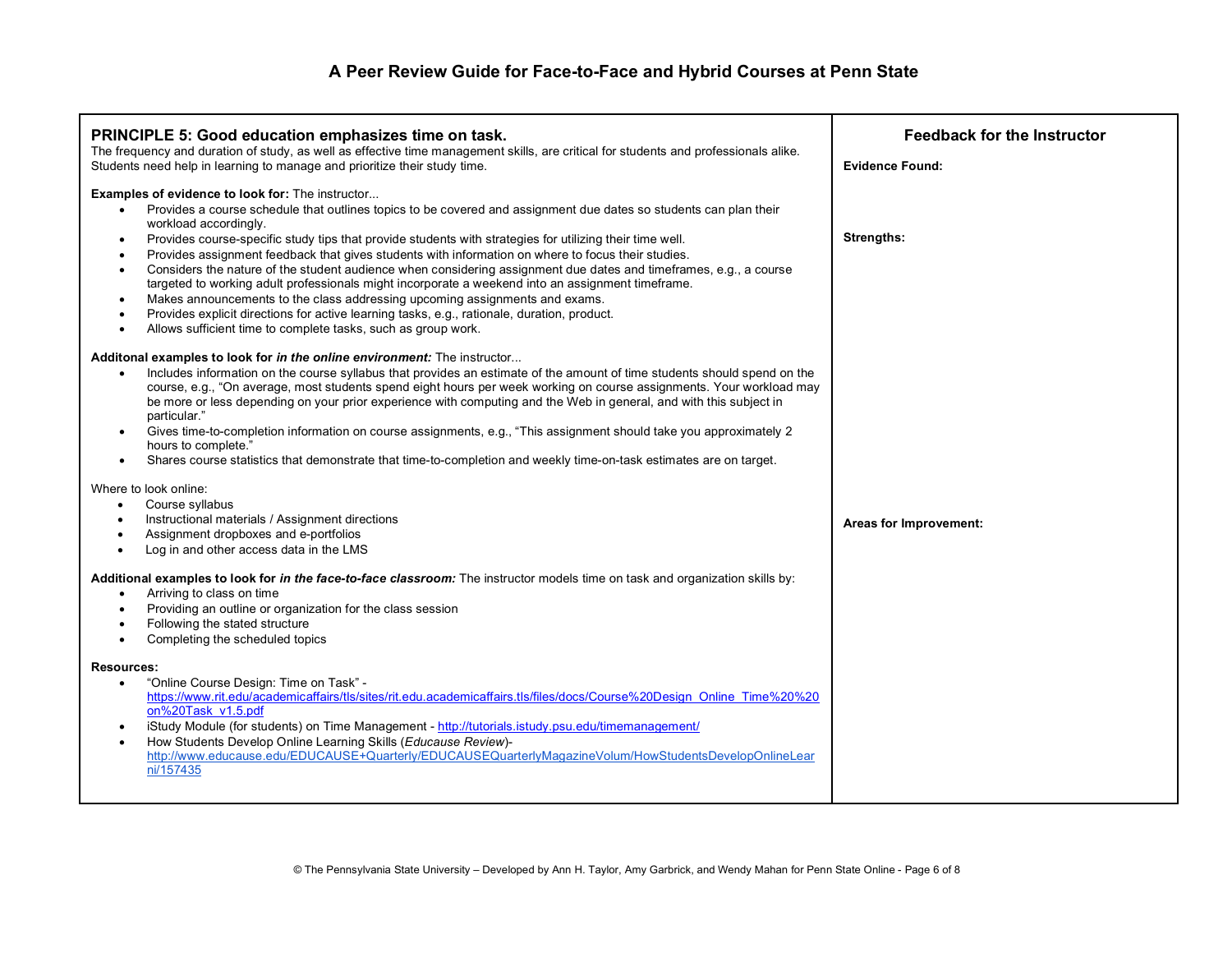# A Peer Review Guide for Face-to-Face and Hybrid Courses at Penn State

## PRINCIPLE 5: Good education emphasizes time on task.

The frequency and duration of study, as well as effective time management skills, are critical for students and professionals alike. Students need help in learning to manage and prioritize their study time.

**Examples of evidence to look for:** The instructor...

- Provides a course schedule that outlines topics to be covered and assignment due dates so students can plan their workload accordingly.
- Provides course-specific study tips that provide students with strategies for utilizing their time well.
- Provides assignment feedback that gives students with information on where to focus their studies.
- Considers the nature of the student audience when considering assignment due dates and timeframes, e.g., a course targeted to working adult professionals might incorporate a weekend into an assignment timeframe.
- Makes announcements to the class addressing upcoming assignments and exams.
- Provides explicit directions for active learning tasks, e.g., rationale, duration, product.
- Allows sufficient time to complete tasks, such as group work.

**Additonal examples to look for *in the online environment:*** The instructor...

- Includes information on the course syllabus that provides an estimate of the amount of time students should spend on the course, e.g., "On average, most students spend eight hours per week working on course assignments. Your workload may be more or less depending on your prior experience with computing and the Web in general, and with this subject in particular."
- Gives time-to-completion information on course assignments, e.g., "This assignment should take you approximately 2 hours to complete."
- Shares course statistics that demonstrate that time-to-completion and weekly time-on-task estimates are on target.

Where to look online:

- Course syllabus
- Instructional materials / Assignment directions
- Assignment dropboxes and e-portfolios
- Log in and other access data in the LMS

**Additional examples to look for *in the face-to-face classroom:*** The instructor models time on task and organization skills by:

- Arriving to class on time
- Providing an outline or organization for the class session
- Following the stated structure
- Completing the scheduled topics

**Resources:**

- "Online Course Design: Time on Task" - https://www.rit.edu/academicaffairs/tls/sites/rit.edu.academicaffairs.tls/files/docs/Course%20Design_Online_Time%20%20on%20Task_v1.5.pdf
- iStudy Module (for students) on Time Management - http://tutorials.istudy.psu.edu/timemanagement/
- How Students Develop Online Learning Skills (*Educause Review*)- http://www.educause.edu/EDUCAUSE+Quarterly/EDUCAUSEQuarterlyMagazineVolum/HowStudentsDevelopOnlineLearni/157435

## Feedback for the Instructor

**Evidence Found:**

**Strengths:**

**Areas for Improvement:**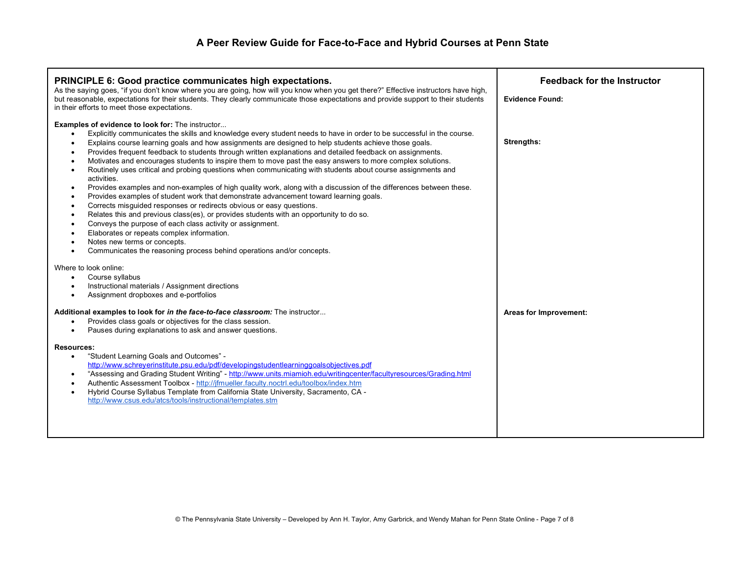# A Peer Review Guide for Face-to-Face and Hybrid Courses at Penn State

## PRINCIPLE 6: Good practice communicates high expectations.

As the saying goes, "if you don't know where you are going, how will you know when you get there?" Effective instructors have high, but reasonable, expectations for their students. They clearly communicate those expectations and provide support to their students in their efforts to meet those expectations.

**Examples of evidence to look for:** The instructor...

- Explicitly communicates the skills and knowledge every student needs to have in order to be successful in the course.
- Explains course learning goals and how assignments are designed to help students achieve those goals.
- Provides frequent feedback to students through written explanations and detailed feedback on assignments.
- Motivates and encourages students to inspire them to move past the easy answers to more complex solutions.
- Routinely uses critical and probing questions when communicating with students about course assignments and activities.
- Provides examples and non-examples of high quality work, along with a discussion of the differences between these.
- Provides examples of student work that demonstrate advancement toward learning goals.
- Corrects misguided responses or redirects obvious or easy questions.
- Relates this and previous class(es), or provides students with an opportunity to do so.
- Conveys the purpose of each class activity or assignment.
- Elaborates or repeats complex information.
- Notes new terms or concepts.
- Communicates the reasoning process behind operations and/or concepts.

Where to look online:

- Course syllabus
- Instructional materials / Assignment directions
- Assignment dropboxes and e-portfolios

**Additional examples to look for *in the face-to-face classroom:*** The instructor...

- Provides class goals or objectives for the class session.
- Pauses during explanations to ask and answer questions.

**Resources:**

- "Student Learning Goals and Outcomes" - http://www.schreyerinstitute.psu.edu/pdf/developingstudentlearninggoalsobjectives.pdf
- "Assessing and Grading Student Writing" - http://www.units.miamioh.edu/writingcenter/facultyresources/Grading.html
- Authentic Assessment Toolbox - http://jfmueller.faculty.noctrl.edu/toolbox/index.htm
- Hybrid Course Syllabus Template from California State University, Sacramento, CA - http://www.csus.edu/atcs/tools/instructional/templates.stm

## Feedback for the Instructor

**Evidence Found:**

**Strengths:**

**Areas for Improvement:**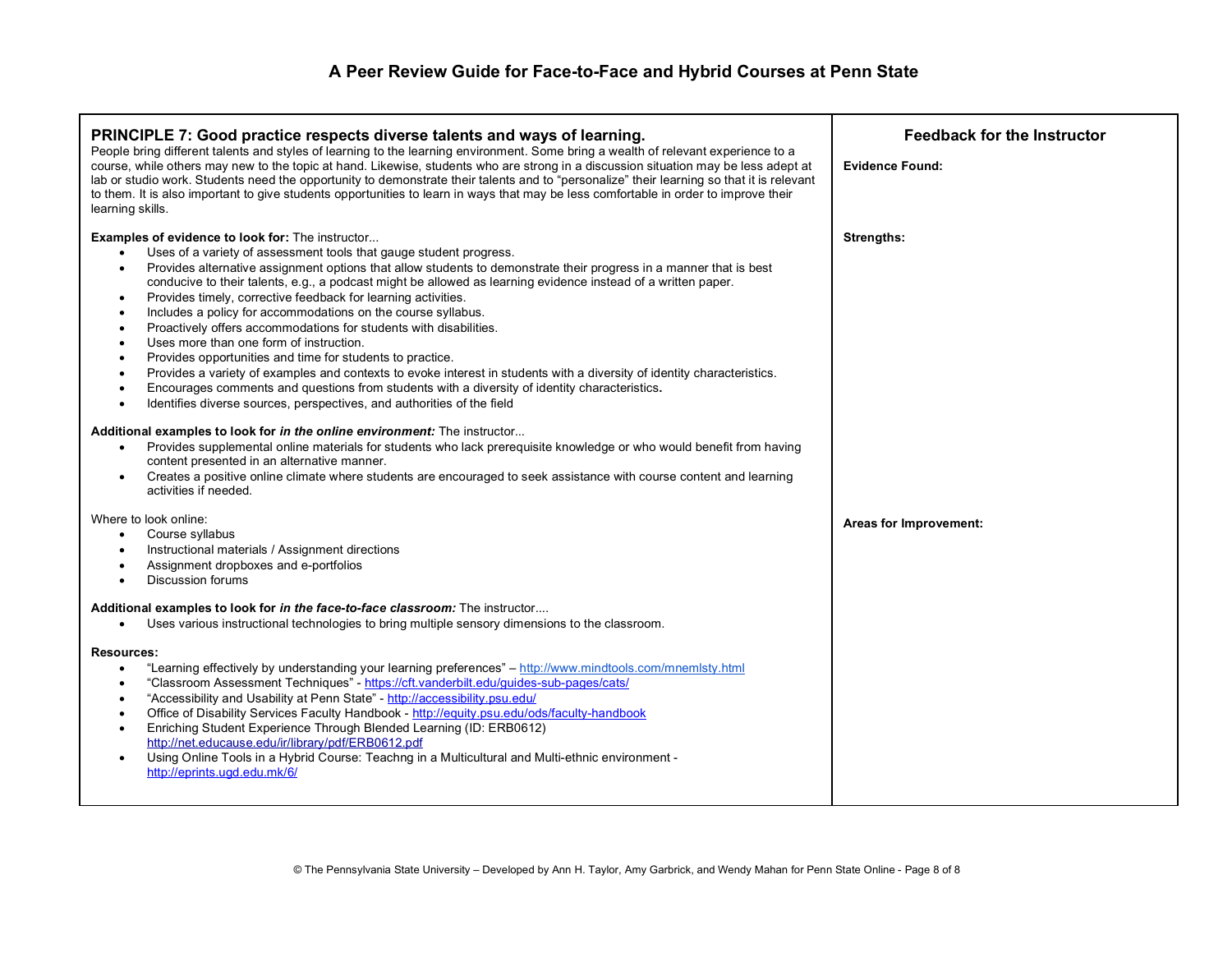# A Peer Review Guide for Face-to-Face and Hybrid Courses at Penn State

## PRINCIPLE 7: Good practice respects diverse talents and ways of learning.

People bring different talents and styles of learning to the learning environment. Some bring a wealth of relevant experience to a course, while others may new to the topic at hand. Likewise, students who are strong in a discussion situation may be less adept at lab or studio work. Students need the opportunity to demonstrate their talents and to "personalize" their learning so that it is relevant to them. It is also important to give students opportunities to learn in ways that may be less comfortable in order to improve their learning skills.

**Examples of evidence to look for:** The instructor...

- Uses of a variety of assessment tools that gauge student progress.
- Provides alternative assignment options that allow students to demonstrate their progress in a manner that is best conducive to their talents, e.g., a podcast might be allowed as learning evidence instead of a written paper.
- Provides timely, corrective feedback for learning activities.
- Includes a policy for accommodations on the course syllabus.
- Proactively offers accommodations for students with disabilities.
- Uses more than one form of instruction.
- Provides opportunities and time for students to practice.
- Provides a variety of examples and contexts to evoke interest in students with a diversity of identity characteristics.
- Encourages comments and questions from students with a diversity of identity characteristics.
- Identifies diverse sources, perspectives, and authorities of the field

**Additional examples to look for *in the online environment:*** The instructor...

- Provides supplemental online materials for students who lack prerequisite knowledge or who would benefit from having content presented in an alternative manner.
- Creates a positive online climate where students are encouraged to seek assistance with course content and learning activities if needed.

Where to look online:

- Course syllabus
- Instructional materials / Assignment directions
- Assignment dropboxes and e-portfolios
- Discussion forums

**Additional examples to look for *in the face-to-face classroom:*** The instructor....

- Uses various instructional technologies to bring multiple sensory dimensions to the classroom.

**Resources:**

- "Learning effectively by understanding your learning preferences" – http://www.mindtools.com/mnemlsty.html
- "Classroom Assessment Techniques" - https://cft.vanderbilt.edu/guides-sub-pages/cats/
- "Accessibility and Usability at Penn State" - http://accessibility.psu.edu/
- Office of Disability Services Faculty Handbook - http://equity.psu.edu/ods/faculty-handbook
- Enriching Student Experience Through Blended Learning (ID: ERB0612) http://net.educause.edu/ir/library/pdf/ERB0612.pdf
- Using Online Tools in a Hybrid Course: Teachng in a Multicultural and Multi-ethnic environment - http://eprints.ugd.edu.mk/6/

## Feedback for the Instructor

**Evidence Found:**

**Strengths:**

**Areas for Improvement:**